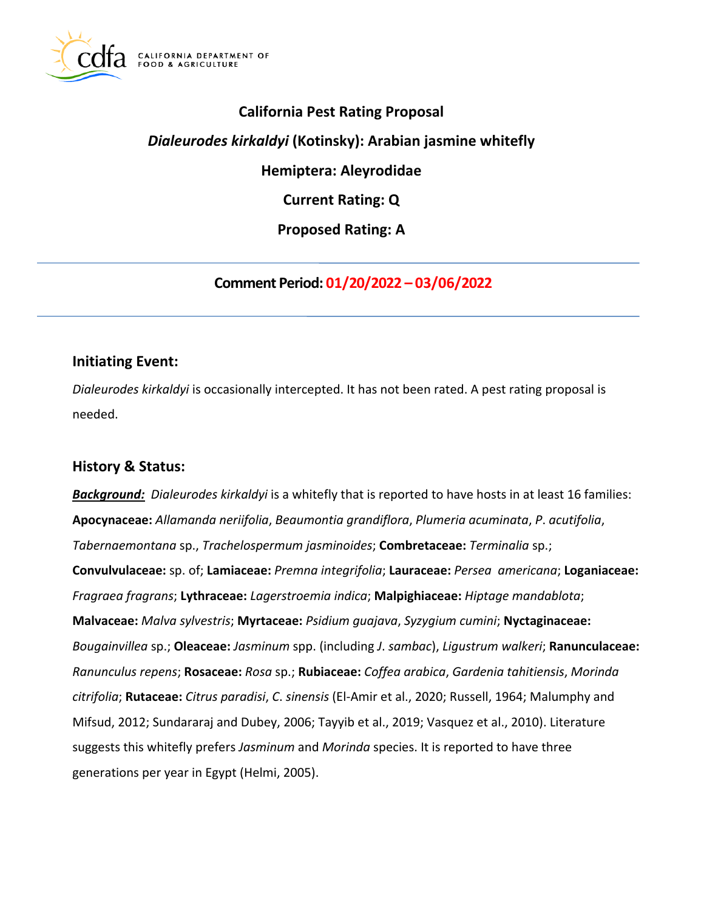# California Pest Rating Proposal

## *Dialeurodes kirkaldyi* (Kotinsky): Arabian jasmine whitefly

## Hemiptera: Aleyrodidae

## Current Rating: Q

## Proposed Rating: A

---

**Comment Period: 01/20/2022 – 03/06/2022**

---

## Initiating Event:

*Dialeurodes kirkaldyi* is occasionally intercepted. It has not been rated. A pest rating proposal is needed.

## History & Status:

***Background:*** *Dialeurodes kirkaldyi* is a whitefly that is reported to have hosts in at least 16 families: **Apocynaceae:** *Allamanda neriifolia*, *Beaumontia grandiflora*, *Plumeria acuminata*, *P. acutifolia*, *Tabernaemontana* sp., *Trachelospermum jasminoides*; **Combretaceae:** *Terminalia* sp.; **Convulvulaceae:** sp. of; **Lamiaceae:** *Premna integrifolia*; **Lauraceae:** *Persea americana*; **Loganiaceae:** *Fragraea fragrans*; **Lythraceae:** *Lagerstroemia indica*; **Malpighiaceae:** *Hiptage mandablota*; **Malvaceae:** *Malva sylvestris*; **Myrtaceae:** *Psidium guajava*, *Syzygium cumini*; **Nyctaginaceae:** *Bougainvillea* sp.; **Oleaceae:** *Jasminum* spp. (including *J. sambac*), *Ligustrum walkeri*; **Ranunculaceae:** *Ranunculus repens*; **Rosaceae:** *Rosa* sp.; **Rubiaceae:** *Coffea arabica*, *Gardenia tahitiensis*, *Morinda citrifolia*; **Rutaceae:** *Citrus paradisi*, *C. sinensis* (El-Amir et al., 2020; Russell, 1964; Malumphy and Mifsud, 2012; Sundararaj and Dubey, 2006; Tayyib et al., 2019; Vasquez et al., 2010). Literature suggests this whitefly prefers *Jasminum* and *Morinda* species. It is reported to have three generations per year in Egypt (Helmi, 2005).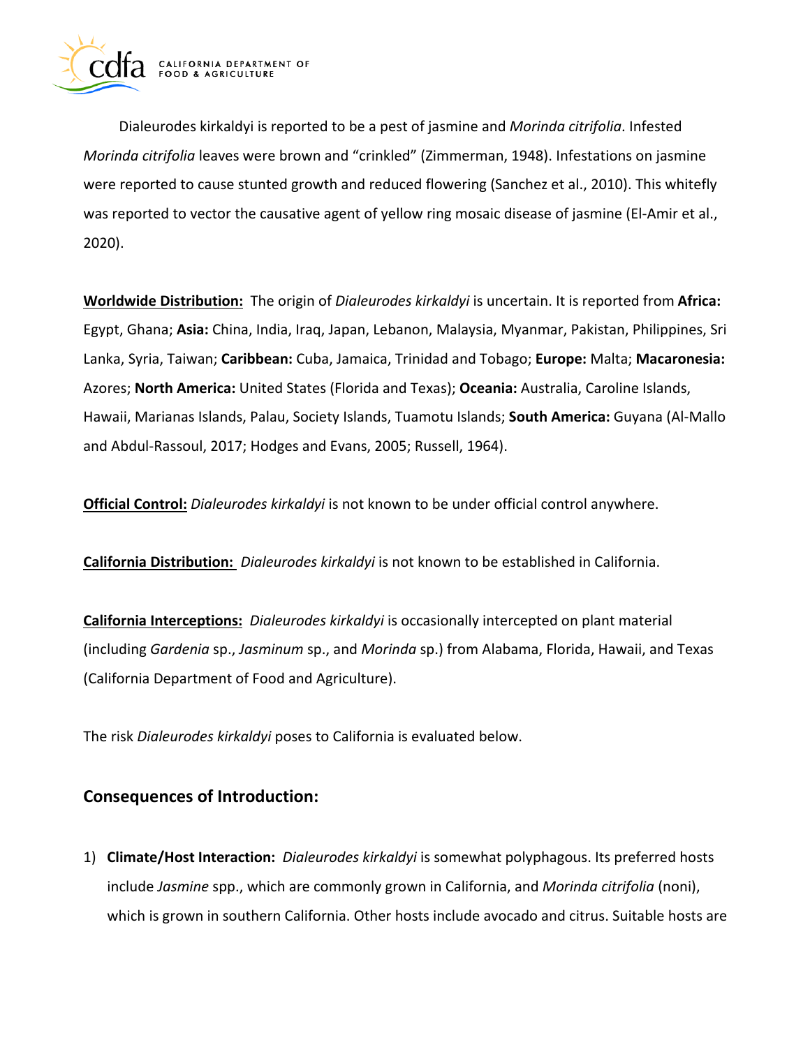Dialeurodes kirkaldyi is reported to be a pest of jasmine and *Morinda citrifolia*. Infested *Morinda citrifolia* leaves were brown and "crinkled" (Zimmerman, 1948). Infestations on jasmine were reported to cause stunted growth and reduced flowering (Sanchez et al., 2010). This whitefly was reported to vector the causative agent of yellow ring mosaic disease of jasmine (El-Amir et al., 2020).

**Worldwide Distribution:** The origin of *Dialeurodes kirkaldyi* is uncertain. It is reported from **Africa:** Egypt, Ghana; **Asia:** China, India, Iraq, Japan, Lebanon, Malaysia, Myanmar, Pakistan, Philippines, Sri Lanka, Syria, Taiwan; **Caribbean:** Cuba, Jamaica, Trinidad and Tobago; **Europe:** Malta; **Macaronesia:** Azores; **North America:** United States (Florida and Texas); **Oceania:** Australia, Caroline Islands, Hawaii, Marianas Islands, Palau, Society Islands, Tuamotu Islands; **South America:** Guyana (Al-Mallo and Abdul-Rassoul, 2017; Hodges and Evans, 2005; Russell, 1964).

**Official Control:** *Dialeurodes kirkaldyi* is not known to be under official control anywhere.

**California Distribution:** *Dialeurodes kirkaldyi* is not known to be established in California.

**California Interceptions:** *Dialeurodes kirkaldyi* is occasionally intercepted on plant material (including *Gardenia* sp., *Jasminum* sp., and *Morinda* sp.) from Alabama, Florida, Hawaii, and Texas (California Department of Food and Agriculture).

The risk *Dialeurodes kirkaldyi* poses to California is evaluated below.

## Consequences of Introduction:

1) **Climate/Host Interaction:** *Dialeurodes kirkaldyi* is somewhat polyphagous. Its preferred hosts include *Jasmine* spp., which are commonly grown in California, and *Morinda citrifolia* (noni), which is grown in southern California. Other hosts include avocado and citrus. Suitable hosts are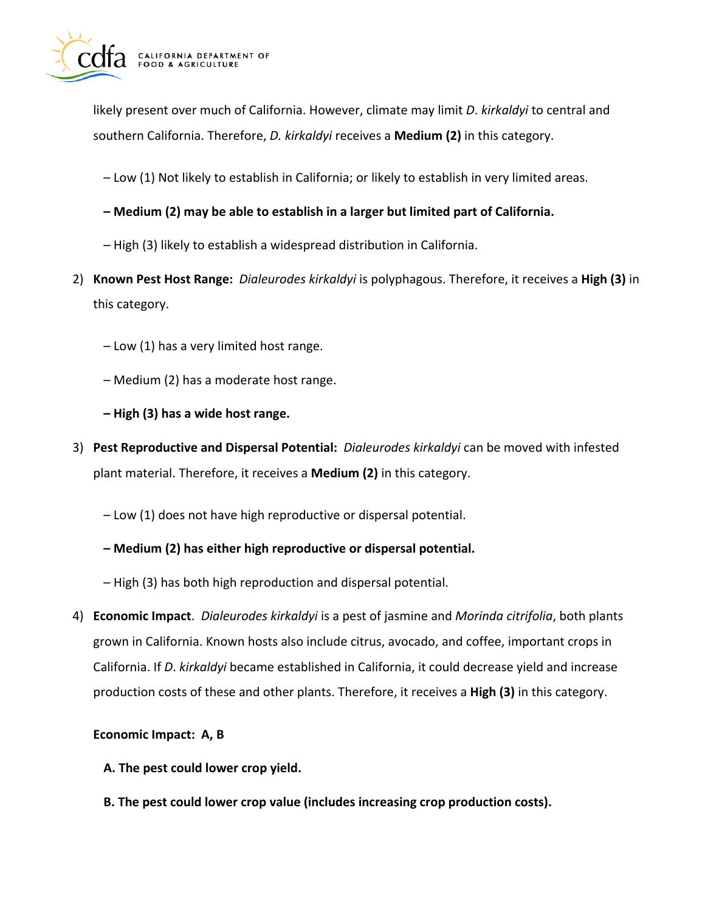likely present over much of California. However, climate may limit *D. kirkaldyi* to central and southern California. Therefore, *D. kirkaldyi* receives a **Medium (2)** in this category.

– Low (1) Not likely to establish in California; or likely to establish in very limited areas.

**– Medium (2) may be able to establish in a larger but limited part of California.**

– High (3) likely to establish a widespread distribution in California.

2) **Known Pest Host Range:** *Dialeurodes kirkaldyi* is polyphagous. Therefore, it receives a **High (3)** in this category.

   – Low (1) has a very limited host range.

   – Medium (2) has a moderate host range.

   **– High (3) has a wide host range.**

3) **Pest Reproductive and Dispersal Potential:** *Dialeurodes kirkaldyi* can be moved with infested plant material. Therefore, it receives a **Medium (2)** in this category.

   – Low (1) does not have high reproductive or dispersal potential.

   **– Medium (2) has either high reproductive or dispersal potential.**

   – High (3) has both high reproduction and dispersal potential.

4) **Economic Impact**. *Dialeurodes kirkaldyi* is a pest of jasmine and *Morinda citrifolia*, both plants grown in California. Known hosts also include citrus, avocado, and coffee, important crops in California. If *D. kirkaldyi* became established in California, it could decrease yield and increase production costs of these and other plants. Therefore, it receives a **High (3)** in this category.

   **Economic Impact: A, B**

   **A. The pest could lower crop yield.**

   **B. The pest could lower crop value (includes increasing crop production costs).**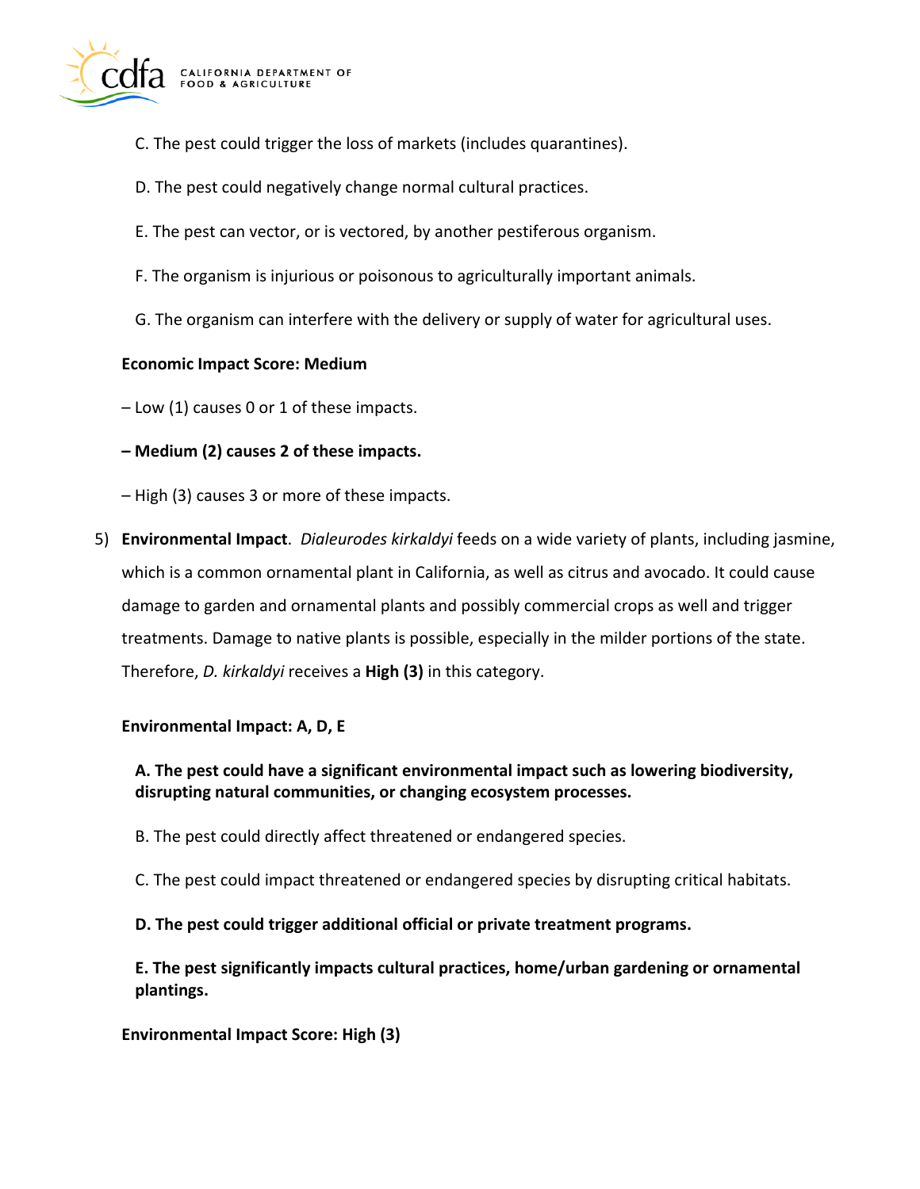C. The pest could trigger the loss of markets (includes quarantines).

D. The pest could negatively change normal cultural practices.

E. The pest can vector, or is vectored, by another pestiferous organism.

F. The organism is injurious or poisonous to agriculturally important animals.

G. The organism can interfere with the delivery or supply of water for agricultural uses.

**Economic Impact Score: Medium**

– Low (1) causes 0 or 1 of these impacts.

**– Medium (2) causes 2 of these impacts.**

– High (3) causes 3 or more of these impacts.

5) **Environmental Impact**. *Dialeurodes kirkaldyi* feeds on a wide variety of plants, including jasmine, which is a common ornamental plant in California, as well as citrus and avocado. It could cause damage to garden and ornamental plants and possibly commercial crops as well and trigger treatments. Damage to native plants is possible, especially in the milder portions of the state. Therefore, *D. kirkaldyi* receives a **High (3)** in this category.

**Environmental Impact: A, D, E**

**A. The pest could have a significant environmental impact such as lowering biodiversity, disrupting natural communities, or changing ecosystem processes.**

B. The pest could directly affect threatened or endangered species.

C. The pest could impact threatened or endangered species by disrupting critical habitats.

**D. The pest could trigger additional official or private treatment programs.**

**E. The pest significantly impacts cultural practices, home/urban gardening or ornamental plantings.**

**Environmental Impact Score: High (3)**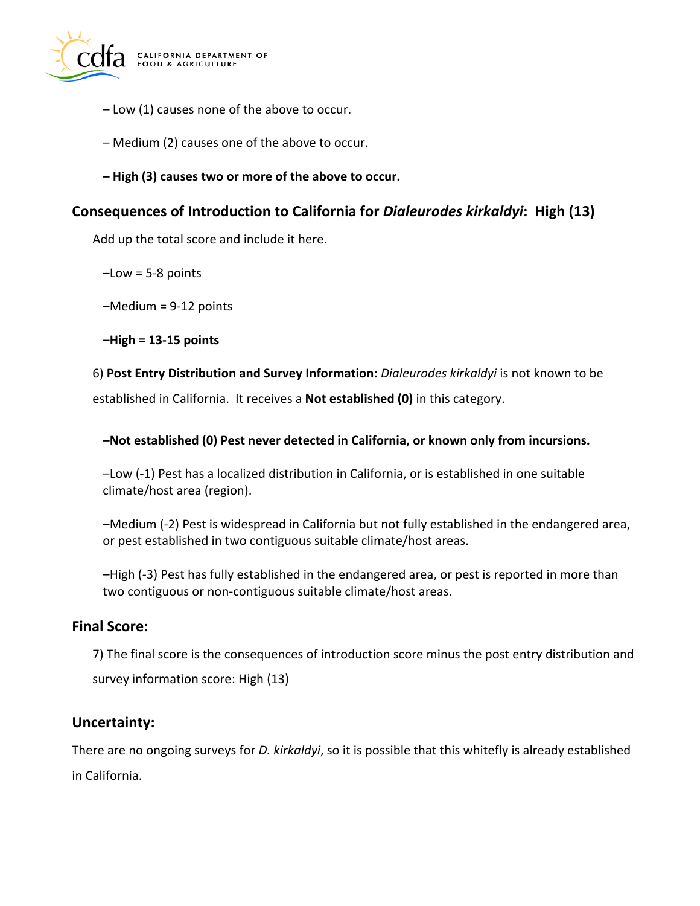– Low (1) causes none of the above to occur.

– Medium (2) causes one of the above to occur.

**– High (3) causes two or more of the above to occur.**

### Consequences of Introduction to California for *Dialeurodes kirkaldyi*: High (13)

Add up the total score and include it here.

–Low = 5-8 points

–Medium = 9-12 points

**–High = 13-15 points**

6) **Post Entry Distribution and Survey Information:** *Dialeurodes kirkaldyi* is not known to be established in California. It receives a **Not established (0)** in this category.

**–Not established (0) Pest never detected in California, or known only from incursions.**

–Low (-1) Pest has a localized distribution in California, or is established in one suitable climate/host area (region).

–Medium (-2) Pest is widespread in California but not fully established in the endangered area, or pest established in two contiguous suitable climate/host areas.

–High (-3) Pest has fully established in the endangered area, or pest is reported in more than two contiguous or non-contiguous suitable climate/host areas.

### Final Score:

7) The final score is the consequences of introduction score minus the post entry distribution and survey information score: High (13)

### Uncertainty:

There are no ongoing surveys for *D. kirkaldyi*, so it is possible that this whitefly is already established in California.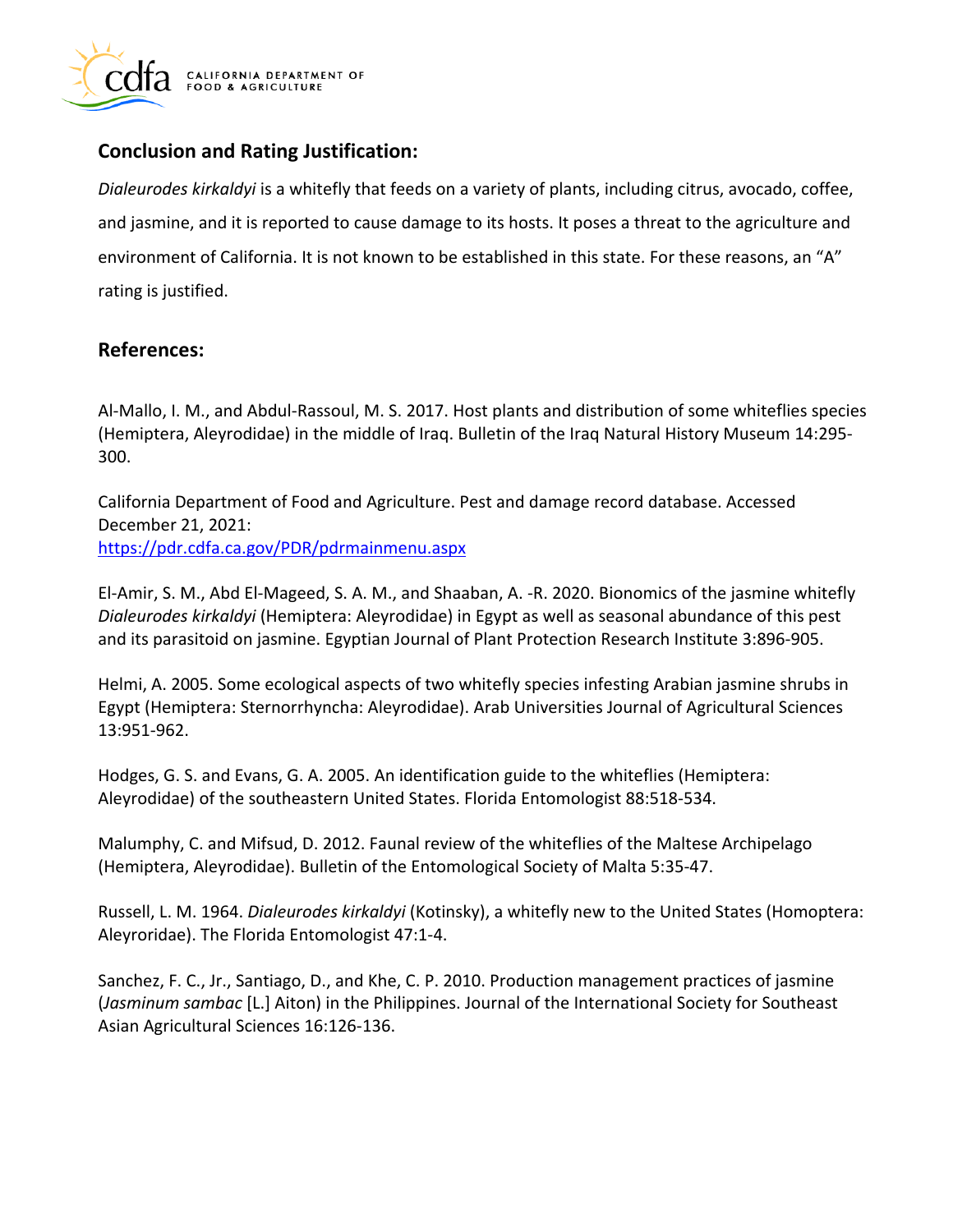## Conclusion and Rating Justification:

*Dialeurodes kirkaldyi* is a whitefly that feeds on a variety of plants, including citrus, avocado, coffee, and jasmine, and it is reported to cause damage to its hosts. It poses a threat to the agriculture and environment of California. It is not known to be established in this state. For these reasons, an "A" rating is justified.

## References:

Al-Mallo, I. M., and Abdul-Rassoul, M. S. 2017. Host plants and distribution of some whiteflies species (Hemiptera, Aleyrodidae) in the middle of Iraq. Bulletin of the Iraq Natural History Museum 14:295-300.

California Department of Food and Agriculture. Pest and damage record database. Accessed December 21, 2021:
https://pdr.cdfa.ca.gov/PDR/pdrmainmenu.aspx

El-Amir, S. M., Abd El-Mageed, S. A. M., and Shaaban, A. -R. 2020. Bionomics of the jasmine whitefly *Dialeurodes kirkaldyi* (Hemiptera: Aleyrodidae) in Egypt as well as seasonal abundance of this pest and its parasitoid on jasmine. Egyptian Journal of Plant Protection Research Institute 3:896-905.

Helmi, A. 2005. Some ecological aspects of two whitefly species infesting Arabian jasmine shrubs in Egypt (Hemiptera: Sternorrhyncha: Aleyrodidae). Arab Universities Journal of Agricultural Sciences 13:951-962.

Hodges, G. S. and Evans, G. A. 2005. An identification guide to the whiteflies (Hemiptera: Aleyrodidae) of the southeastern United States. Florida Entomologist 88:518-534.

Malumphy, C. and Mifsud, D. 2012. Faunal review of the whiteflies of the Maltese Archipelago (Hemiptera, Aleyrodidae). Bulletin of the Entomological Society of Malta 5:35-47.

Russell, L. M. 1964. *Dialeurodes kirkaldyi* (Kotinsky), a whitefly new to the United States (Homoptera: Aleyroridae). The Florida Entomologist 47:1-4.

Sanchez, F. C., Jr., Santiago, D., and Khe, C. P. 2010. Production management practices of jasmine (*Jasminum sambac* [L.] Aiton) in the Philippines. Journal of the International Society for Southeast Asian Agricultural Sciences 16:126-136.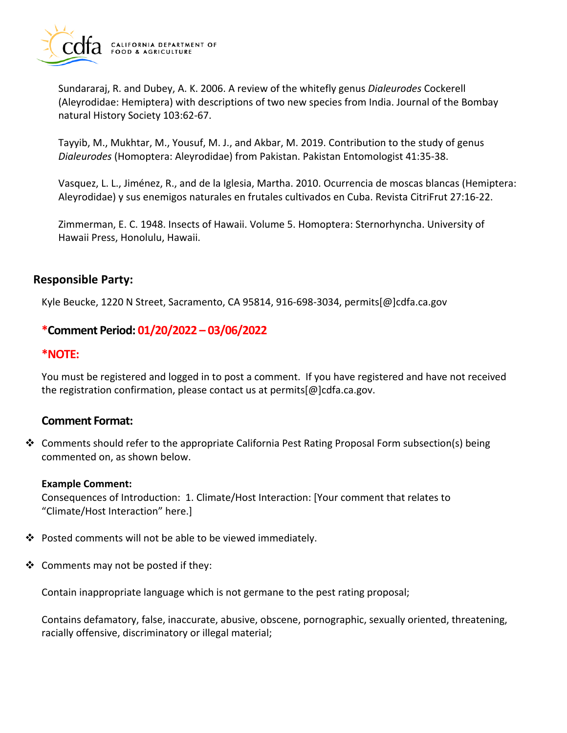Sundararaj, R. and Dubey, A. K. 2006. A review of the whitefly genus *Dialeurodes* Cockerell (Aleyrodidae: Hemiptera) with descriptions of two new species from India. Journal of the Bombay natural History Society 103:62-67.

Tayyib, M., Mukhtar, M., Yousuf, M. J., and Akbar, M. 2019. Contribution to the study of genus *Dialeurodes* (Homoptera: Aleyrodidae) from Pakistan. Pakistan Entomologist 41:35-38.

Vasquez, L. L., Jiménez, R., and de la Iglesia, Martha. 2010. Ocurrencia de moscas blancas (Hemiptera: Aleyrodidae) y sus enemigos naturales en frutales cultivados en Cuba. Revista CitriFrut 27:16-22.

Zimmerman, E. C. 1948. Insects of Hawaii. Volume 5. Homoptera: Sternorhyncha. University of Hawaii Press, Honolulu, Hawaii.

## Responsible Party:

Kyle Beucke, 1220 N Street, Sacramento, CA 95814, 916-698-3034, permits[@]cdfa.ca.gov

### *Comment Period: 01/20/2022 – 03/06/2022

### *NOTE:

You must be registered and logged in to post a comment. If you have registered and have not received the registration confirmation, please contact us at permits[@]cdfa.ca.gov.

### Comment Format:

- Comments should refer to the appropriate California Pest Rating Proposal Form subsection(s) being commented on, as shown below.

  **Example Comment:**
  Consequences of Introduction: 1. Climate/Host Interaction: [Your comment that relates to "Climate/Host Interaction" here.]

- Posted comments will not be able to be viewed immediately.

- Comments may not be posted if they:

  Contain inappropriate language which is not germane to the pest rating proposal;

  Contains defamatory, false, inaccurate, abusive, obscene, pornographic, sexually oriented, threatening, racially offensive, discriminatory or illegal material;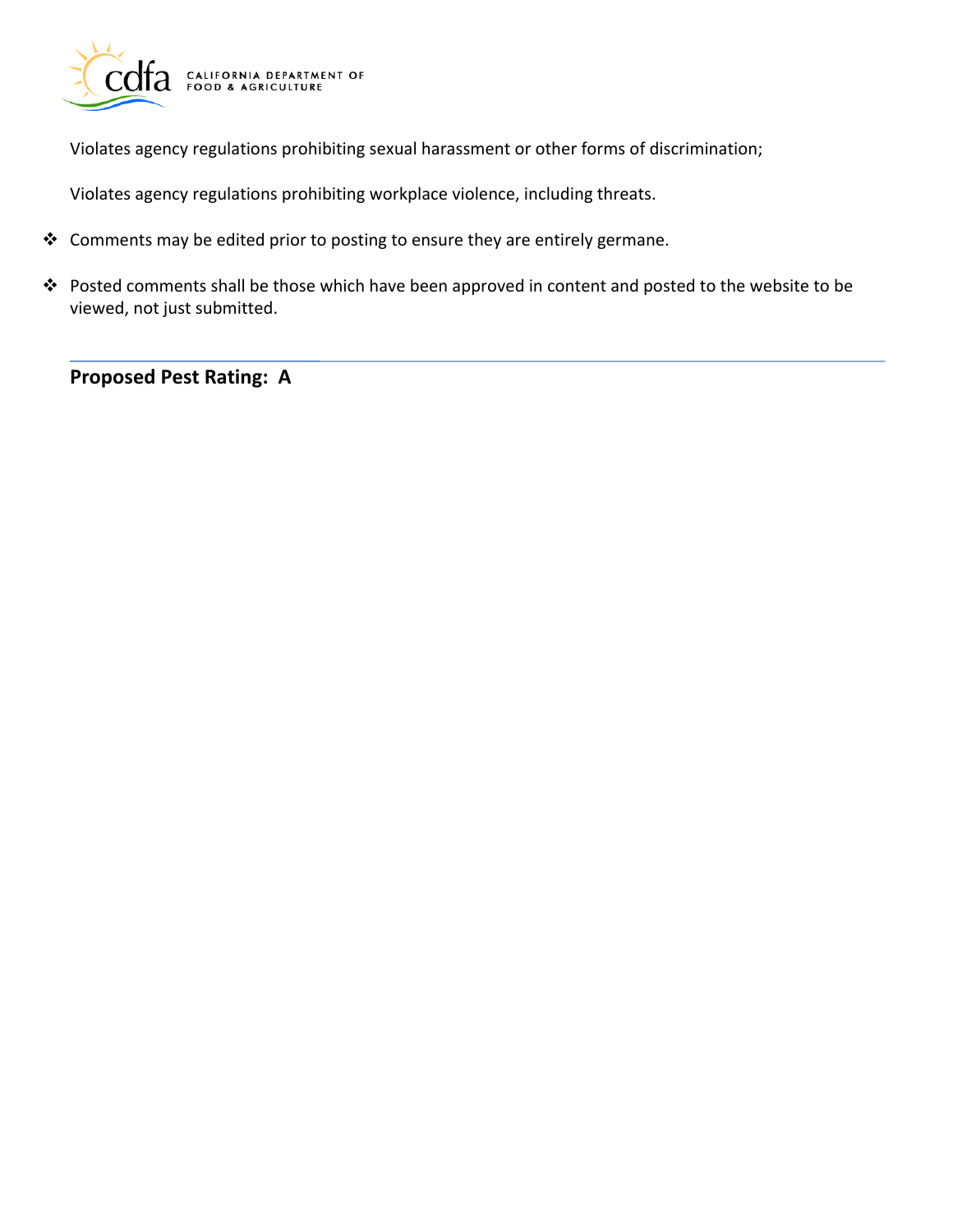Violates agency regulations prohibiting sexual harassment or other forms of discrimination;

Violates agency regulations prohibiting workplace violence, including threats.

- Comments may be edited prior to posting to ensure they are entirely germane.
- Posted comments shall be those which have been approved in content and posted to the website to be viewed, not just submitted.

---

**Proposed Pest Rating: A**